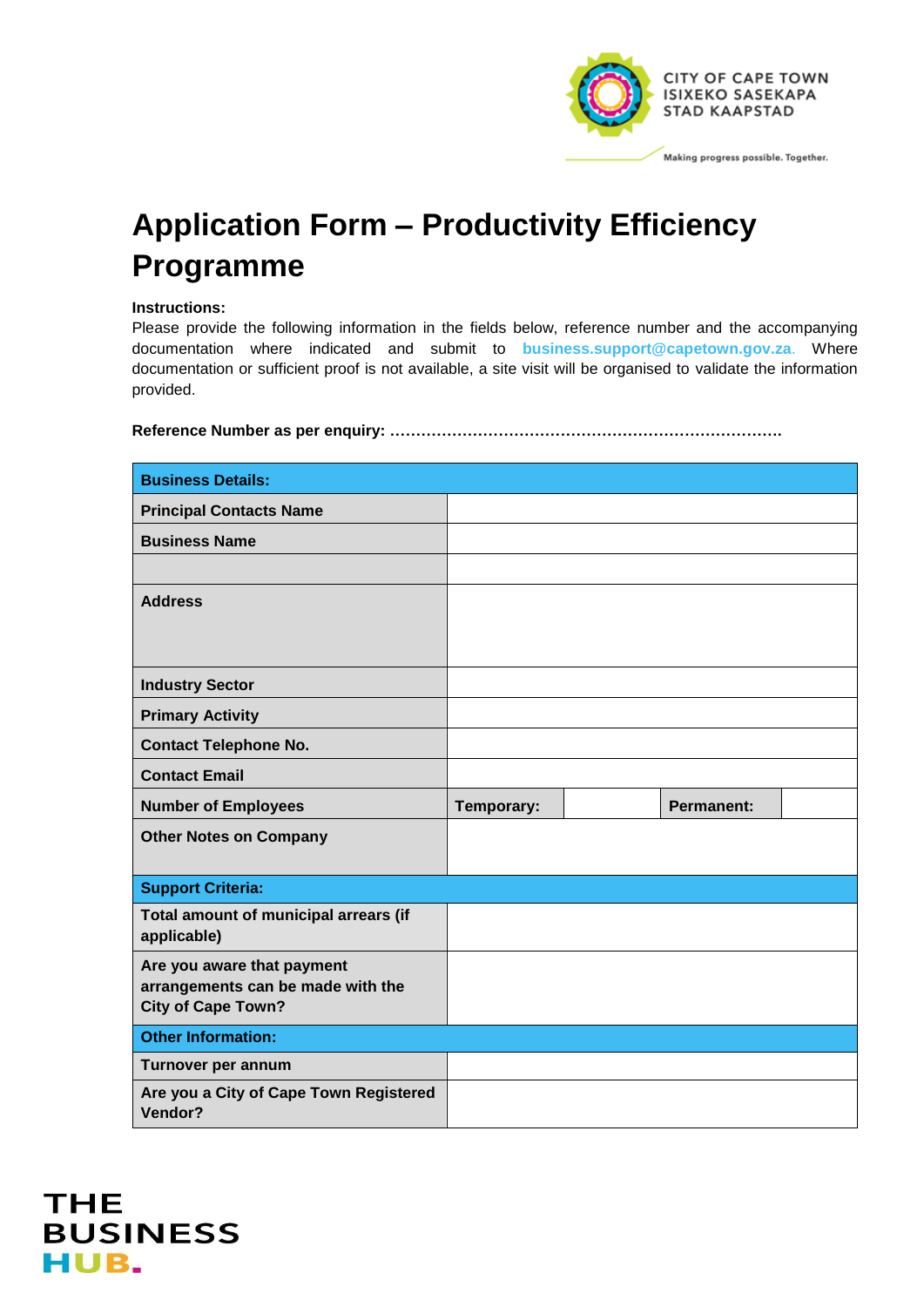CITY OF CAPE TOWN
ISIXEKO SASEKAPA
STAD KAAPSTAD

Making progress possible. Together.

# Application Form – Productivity Efficiency Programme

**Instructions:**
Please provide the following information in the fields below, reference number and the accompanying documentation where indicated and submit to business.support@capetown.gov.za. Where documentation or sufficient proof is not available, a site visit will be organised to validate the information provided.

**Reference Number as per enquiry: ………………………………………………………………….**

| **Business Details:** | | | | |
|---|---|---|---|---|
| **Principal Contacts Name** | | | | |
| **Business Name** | | | | |
| | | | | |
| **Address** | | | | |
| **Industry Sector** | | | | |
| **Primary Activity** | | | | |
| **Contact Telephone No.** | | | | |
| **Contact Email** | | | | |
| **Number of Employees** | **Temporary:** | | **Permanent:** | |
| **Other Notes on Company** | | | | |
| **Support Criteria:** | | | | |
| **Total amount of municipal arrears (if applicable)** | | | | |
| **Are you aware that payment arrangements can be made with the City of Cape Town?** | | | | |
| **Other Information:** | | | | |
| **Turnover per annum** | | | | |
| **Are you a City of Cape Town Registered Vendor?** | | | | |

THE BUSINESS HUB.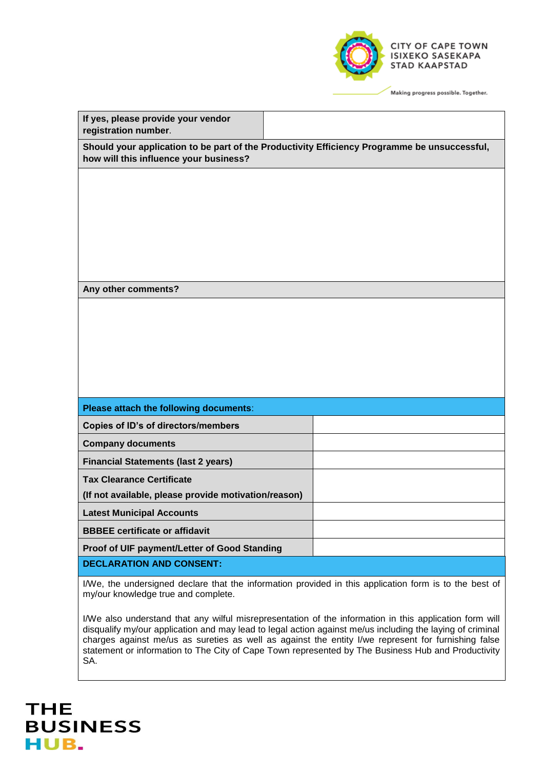| If yes, please provide your vendor registration number. | |
|---|---|

**Should your application to be part of the Productivity Efficiency Programme be unsuccessful, how will this influence your business?**

**Any other comments?**

| **Please attach the following documents**: | |
|---|---|
| **Copies of ID's of directors/members** | |
| **Company documents** | |
| **Financial Statements (last 2 years)** | |
| **Tax Clearance Certificate** <br> **(If not available, please provide motivation/reason)** | |
| **Latest Municipal Accounts** | |
| **BBBEE certificate or affidavit** | |
| **Proof of UIF payment/Letter of Good Standing** | |

**DECLARATION AND CONSENT:**

I/We, the undersigned declare that the information provided in this application form is to the best of my/our knowledge true and complete.

I/We also understand that any wilful misrepresentation of the information in this application form will disqualify my/our application and may lead to legal action against me/us including the laying of criminal charges against me/us as sureties as well as against the entity I/we represent for furnishing false statement or information to The City of Cape Town represented by The Business Hub and Productivity SA.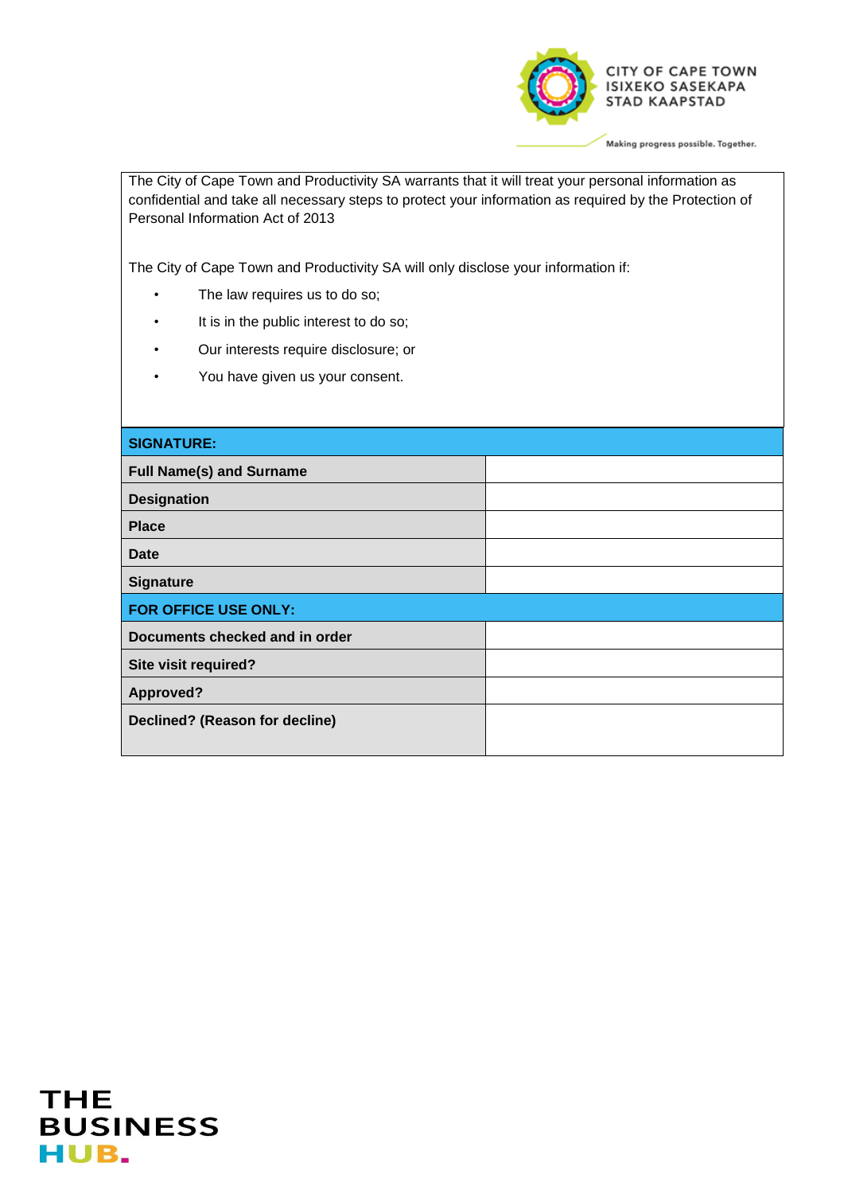CITY OF CAPE TOWN
ISIXEKO SASEKAPA
STAD KAAPSTAD

Making progress possible. Together.

The City of Cape Town and Productivity SA warrants that it will treat your personal information as confidential and take all necessary steps to protect your information as required by the Protection of Personal Information Act of 2013

The City of Cape Town and Productivity SA will only disclose your information if:

- The law requires us to do so;
- It is in the public interest to do so;
- Our interests require disclosure; or
- You have given us your consent.

| | |
|---|---|
| **SIGNATURE:** | |
| **Full Name(s) and Surname** | |
| **Designation** | |
| **Place** | |
| **Date** | |
| **Signature** | |
| **FOR OFFICE USE ONLY:** | |
| **Documents checked and in order** | |
| **Site visit required?** | |
| **Approved?** | |
| **Declined? (Reason for decline)** | |

THE BUSINESS HUB.